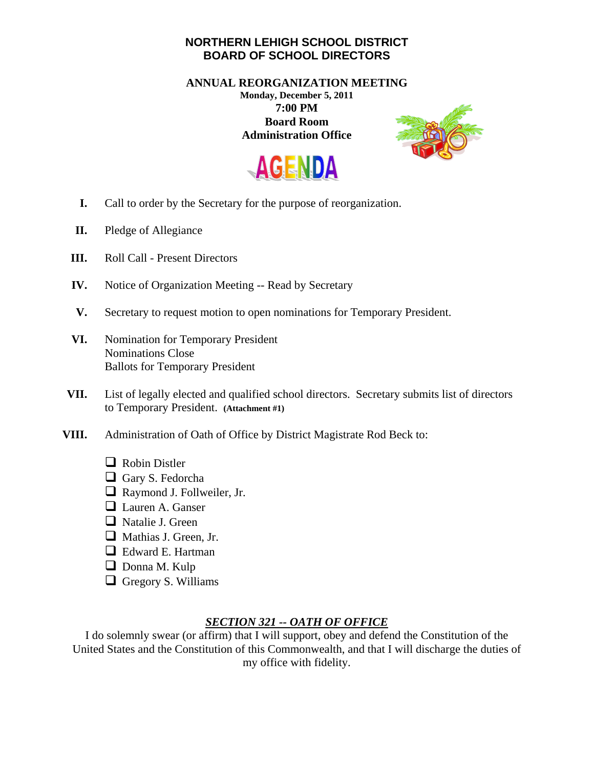# NORTHERN LEHIGH SCHOOL DISTRICT
# BOARD OF SCHOOL DIRECTORS

## ANNUAL REORGANIZATION MEETING

**Monday, December 5, 2011**
**7:00 PM**
**Board Room**
**Administration Office**

## AGENDA

**I.** Call to order by the Secretary for the purpose of reorganization.

**II.** Pledge of Allegiance

**III.** Roll Call - Present Directors

**IV.** Notice of Organization Meeting -- Read by Secretary

**V.** Secretary to request motion to open nominations for Temporary President.

**VI.** Nomination for Temporary President
Nominations Close
Ballots for Temporary President

**VII.** List of legally elected and qualified school directors. Secretary submits list of directors to Temporary President. **(Attachment #1)**

**VIII.** Administration of Oath of Office by District Magistrate Rod Beck to:

- [ ] Robin Distler
- [ ] Gary S. Fedorcha
- [ ] Raymond J. Follweiler, Jr.
- [ ] Lauren A. Ganser
- [ ] Natalie J. Green
- [ ] Mathias J. Green, Jr.
- [ ] Edward E. Hartman
- [ ] Donna M. Kulp
- [ ] Gregory S. Williams

***SECTION 321 -- OATH OF OFFICE***

I do solemnly swear (or affirm) that I will support, obey and defend the Constitution of the United States and the Constitution of this Commonwealth, and that I will discharge the duties of my office with fidelity.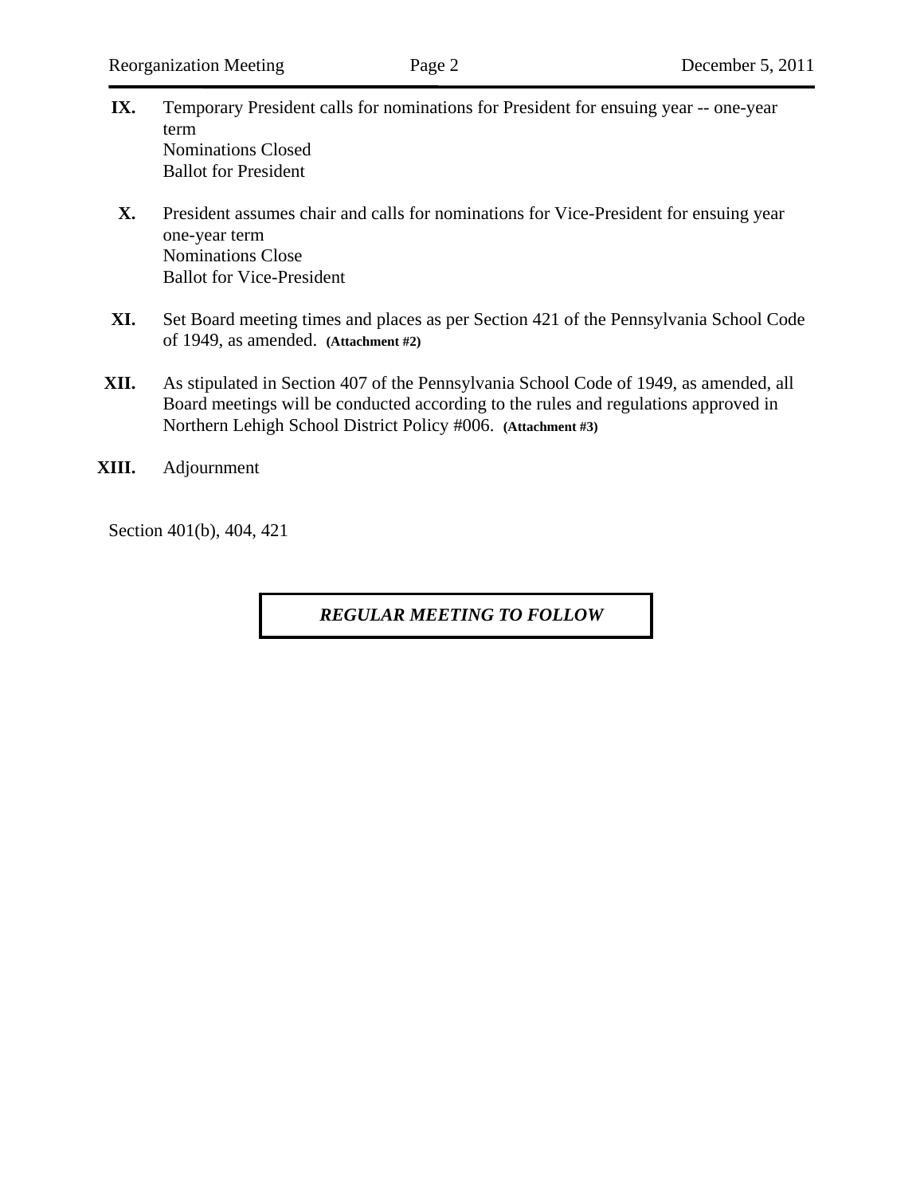**IX.** Temporary President calls for nominations for President for ensuing year -- one-year term
Nominations Closed
Ballot for President

**X.** President assumes chair and calls for nominations for Vice-President for ensuing year one-year term
Nominations Close
Ballot for Vice-President

**XI.** Set Board meeting times and places as per Section 421 of the Pennsylvania School Code of 1949, as amended. **(Attachment #2)**

**XII.** As stipulated in Section 407 of the Pennsylvania School Code of 1949, as amended, all Board meetings will be conducted according to the rules and regulations approved in Northern Lehigh School District Policy #006. **(Attachment #3)**

**XIII.** Adjournment

Section 401(b), 404, 421

***REGULAR MEETING TO FOLLOW***